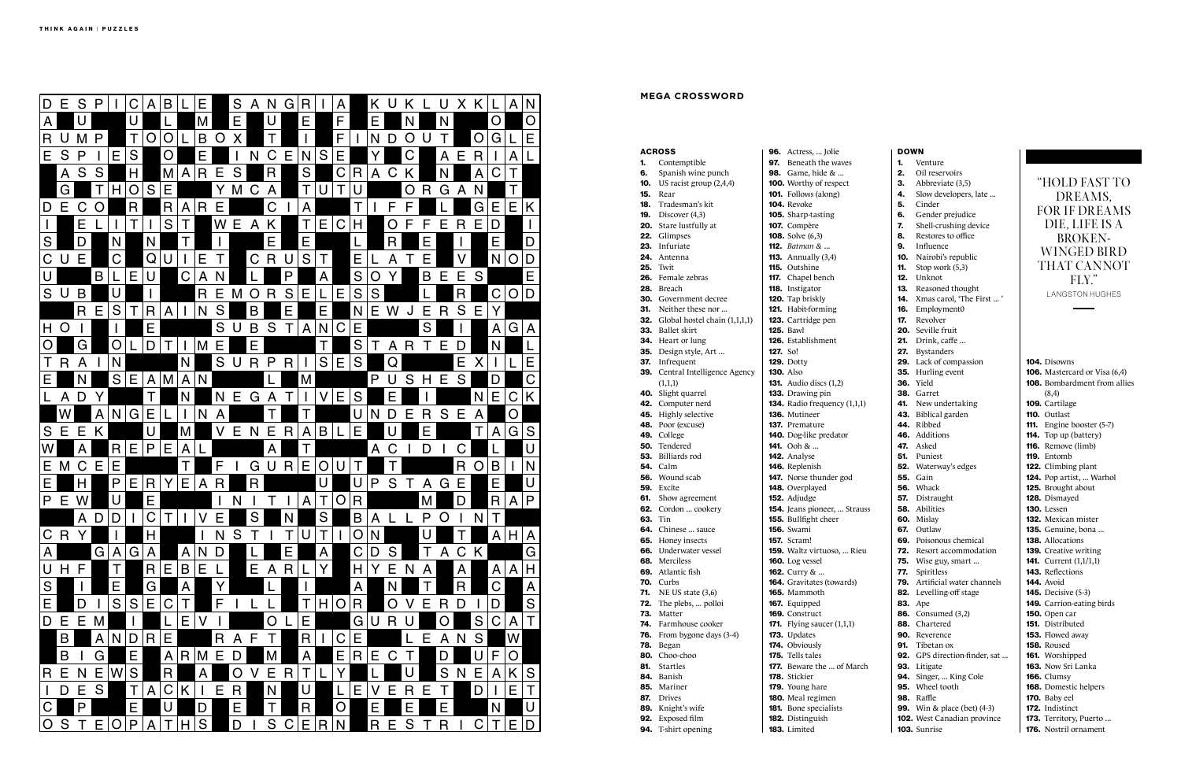## MEGA CROSSWORD

### ACROSS

**1.** Contemptible
**6.** Spanish wine punch
**10.** US racist group (2,4,4)
**15.** Rear
**18.** Tradesman's kit
**19.** Discover (4,3)
**20.** Stare lustfully at
**22.** Glimpses
**23.** Infuriate
**24.** Antenna
**25.** Twit
**26.** Female zebras
**28.** Breach
**30.** Government decree
**31.** Neither these nor ...
**32.** Global hostel chain (1,1,1,1)
**33.** Ballet skirt
**34.** Heart or lung
**35.** Design style, Art ...
**37.** Infrequent
**39.** Central Intelligence Agency (1,1,1)
**40.** Slight quarrel
**42.** Computer nerd
**45.** Highly selective
**48.** Poor (excuse)
**49.** College
**50.** Tendered
**53.** Billiards rod
**54.** Calm
**56.** Wound scab
**59.** Excite
**61.** Show agreement
**62.** Cordon ... cookery
**63.** Tin
**64.** Chinese ... sauce
**65.** Honey insects
**66.** Underwater vessel
**68.** Merciless
**69.** Atlantic fish
**70.** Curbs
**71.** NE US state (3,6)
**72.** The plebs, ... polloi
**73.** Matter
**74.** Farmhouse cooker
**76.** From bygone days (3-4)
**78.** Began
**80.** Choo-choo
**81.** Startles
**84.** Banish
**85.** Mariner
**87.** Drives
**89.** Knight's wife
**92.** Exposed film
**94.** T-shirt opening
**96.** Actress, ... Jolie
**97.** Beneath the waves
**98.** Game, hide & ...
**100.** Worthy of respect
**101.** Follows (along)
**104.** Revoke
**105.** Sharp-tasting
**107.** Compère
**108.** Solve (6,3)
**112.** *Batman & ...*
**113.** Annually (3,4)
**115.** Outshine
**117.** Chapel bench
**118.** Instigator
**120.** Tap briskly
**121.** Habit-forming
**123.** Cartridge pen
**125.** Bawl
**126.** Establishment
**127.** So!
**129.** Dotty
**130.** Also
**131.** Audio discs (1,2)
**133.** Drawing pin
**134.** Radio frequency (1,1,1)
**136.** Mutineer
**137.** Premature
**140.** Dog-like predator
**141.** Ooh & ...
**142.** Analyse
**146.** Replenish
**147.** Norse thunder god
**148.** Overplayed
**152.** Adjudge
**154.** Jeans pioneer, ... Strauss
**155.** Bullfight cheer
**156.** Swami
**157.** Scram!
**159.** Waltz virtuoso, ... Rieu
**160.** Log vessel
**162.** Curry & ...
**164.** Gravitates (towards)
**165.** Mammoth
**167.** Equipped
**169.** Construct
**171.** Flying saucer (1,1,1)
**173.** Updates
**174.** Obviously
**175.** Tells tales
**177.** Beware the ... of March
**178.** Stickier
**179.** Young hare
**180.** Meal regimen
**181.** Bone specialists
**182.** Distinguish
**183.** Limited

### DOWN

**1.** Venture
**2.** Oil reservoirs
**3.** Abbreviate (3,5)
**4.** Slow developers, late ...
**5.** Cinder
**6.** Gender prejudice
**7.** Shell-crushing device
**8.** Restores to office
**9.** Influence
**10.** Nairobi's republic
**11.** Stop work (5,3)
**12.** Unknot
**13.** Reasoned thought
**14.** Xmas carol, 'The First ... '
**16.** Employment0
**17.** Revolver
**20.** Seville fruit
**21.** Drink, caffe ...
**27.** Bystanders
**29.** Lack of compassion
**35.** Hurling event
**36.** Yield
**38.** Garret
**41.** New undertaking
**43.** Biblical garden
**44.** Ribbed
**46.** Additions
**47.** Asked
**51.** Puniest
**52.** Waterway's edges
**55.** Gain
**56.** Whack
**57.** Distraught
**58.** Abilities
**60.** Mislay
**67.** Outlaw
**69.** Poisonous chemical
**72.** Resort accommodation
**75.** Wise guy, smart ...
**77.** Spiritless
**79.** Artificial water channels
**82.** Levelling-off stage
**83.** Ape
**86.** Consumed (3,2)
**88.** Chartered
**90.** Reverence
**91.** Tibetan ox
**92.** GPS direction-finder, sat ...
**93.** Litigate
**94.** Singer, ... King Cole
**95.** Wheel tooth
**98.** Raffle
**99.** Win & place (bet) (4-3)
**102.** West Canadian province
**103.** Sunrise
**104.** Disowns
**106.** Mastercard or Visa (6,4)
**108.** Bombardment from allies (8,4)
**109.** Cartilage
**110.** Outlast
**111.** Engine booster (5-7)
**114.** Top up (battery)
**116.** Remove (limb)
**119.** Entomb
**122.** Climbing plant
**124.** Pop artist, ... Warhol
**125.** Brought about
**128.** Dismayed
**130.** Lessen
**132.** Mexican mister
**135.** Genuine, bona ...
**138.** Allocations
**139.** Creative writing
**141.** Current (1/1,1)
**143.** Reflections
**144.** Avoid
**145.** Decisive (5-3)
**149.** Carrion-eating birds
**150.** Open car
**151.** Distributed
**153.** Flowed away
**158.** Roused
**161.** Worshipped
**163.** Now Sri Lanka
**166.** Clumsy
**168.** Domestic helpers
**170.** Baby eel
**172.** Indistinct
**173.** Territory, Puerto ...
**176.** Nostril ornament

> "HOLD FAST TO DREAMS, FOR IF DREAMS DIE, LIFE IS A BROKEN-WINGED BIRD THAT CANNOT FLY."
>
> LANGSTON HUGHES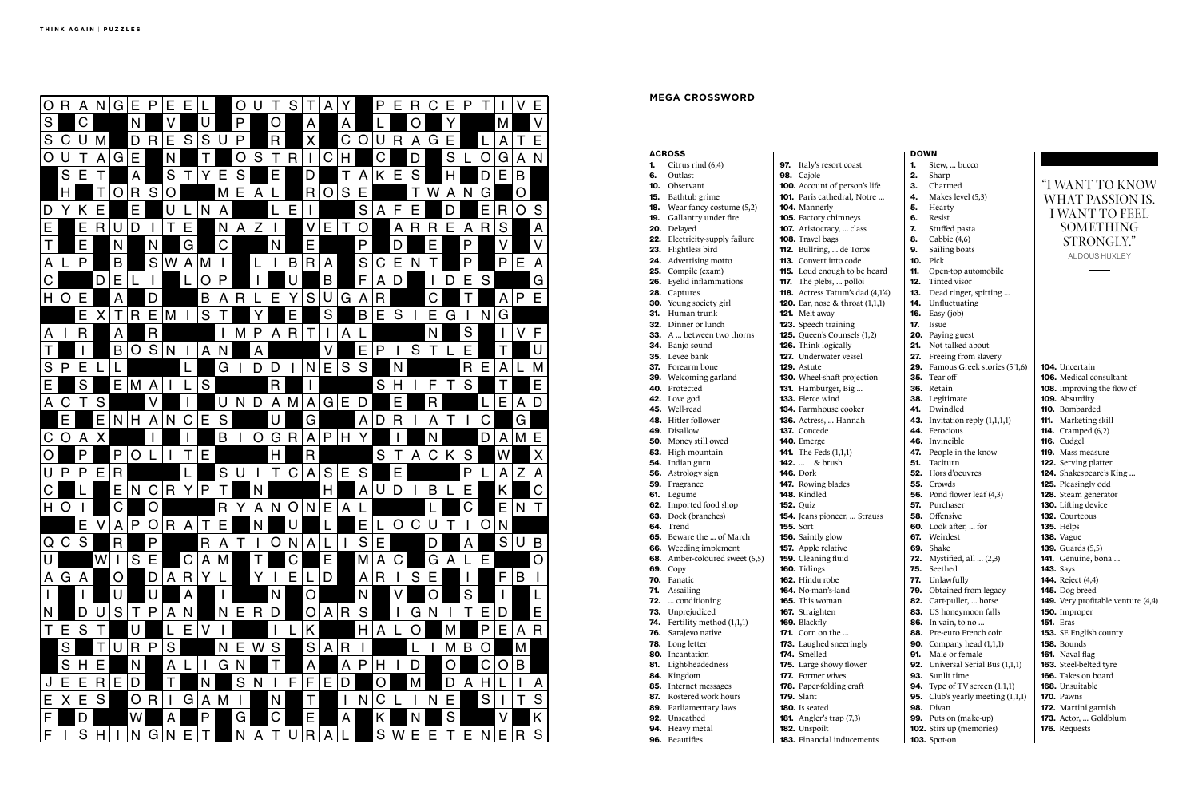## MEGA CROSSWORD

### ACROSS

**1.** Citrus rind (6,4)
**6.** Outlast
**10.** Observant
**15.** Bathtub grime
**18.** Wear fancy costume (5,2)
**19.** Gallantry under fire
**20.** Delayed
**22.** Electricity-supply failure
**23.** Flightless bird
**24.** Advertising motto
**25.** Compile (exam)
**26.** Eyelid inflammations
**28.** Captures
**30.** Young society girl
**31.** Human trunk
**32.** Dinner or lunch
**33.** A … between two thorns
**34.** Banjo sound
**35.** Levee bank
**37.** Forearm bone
**39.** Welcoming garland
**40.** Protected
**42.** Love god
**45.** Well-read
**48.** Hitler follower
**49.** Disallow
**50.** Money still owed
**53.** High mountain
**54.** Indian guru
**56.** Astrology sign
**59.** Fragrance
**61.** Legume
**62.** Imported food shop
**63.** Dock (branches)
**64.** Trend
**65.** Beware the … of March
**66.** Weeding implement
**68.** Amber-coloured sweet (6,5)
**69.** Copy
**70.** Fanatic
**71.** Assailing
**72.** … conditioning
**73.** Unprejudiced
**74.** Fertility method (1,1,1)
**76.** Sarajevo native
**78.** Long letter
**80.** Incantation
**81.** Light-headedness
**84.** Kingdom
**85.** Internet messages
**87.** Rostered work hours
**89.** Parliamentary laws
**92.** Unscathed
**94.** Heavy metal
**96.** Beautifies
**97.** Italy's resort coast
**98.** Cajole
**100.** Account of person's life
**101.** Paris cathedral, Notre …
**104.** Mannerly
**105.** Factory chimneys
**107.** Aristocracy, … class
**108.** Travel bags
**112.** Bullring, … de Toros
**113.** Convert into code
**115.** Loud enough to be heard
**117.** The plebs, … polloi
**118.** Actress Tatum's dad (4,1'4)
**120.** Ear, nose & throat (1,1,1)
**121.** Melt away
**123.** Speech training
**125.** Queen's Counsels (1,2)
**126.** Think logically
**127.** Underwater vessel
**129.** Astute
**130.** Wheel-shaft projection
**131.** Hamburger, Big …
**133.** Fierce wind
**134.** Farmhouse cooker
**136.** Actress, … Hannah
**137.** Concede
**140.** Emerge
**141.** The Feds (1,1,1)
**142.** … & brush
**146.** Dork
**147.** Rowing blades
**148.** Kindled
**152.** Quiz
**154.** Jeans pioneer, … Strauss
**155.** Sort
**156.** Saintly glow
**157.** Apple relative
**159.** Cleaning fluid
**160.** Tidings
**162.** Hindu robe
**164.** No-man's-land
**165.** This woman
**167.** Straighten
**169.** Blackfly
**171.** Corn on the …
**173.** Laughed sneeringly
**174.** Smelled
**175.** Large showy flower
**177.** Former wives
**178.** Paper-folding craft
**179.** Slant
**180.** Is seated
**181.** Angler's trap (7,3)
**182.** Unspoilt
**183.** Financial inducements

### DOWN

**1.** Stew, … bucco
**2.** Sharp
**3.** Charmed
**4.** Makes level (5,3)
**5.** Hearty
**6.** Resist
**7.** Stuffed pasta
**8.** Cabbie (4,6)
**9.** Sailing boats
**10.** Pick
**11.** Open-top automobile
**12.** Tinted visor
**13.** Dead ringer, spitting …
**14.** Unfluctuating
**16.** Easy (job)
**17.** Issue
**20.** Paying guest
**21.** Not talked about
**27.** Freeing from slavery
**29.** Famous Greek stories (5'1,6)
**35.** Tear off
**36.** Retain
**38.** Legitimate
**41.** Dwindled
**43.** Invitation reply (1,1,1,1)
**44.** Ferocious
**46.** Invincible
**47.** People in the know
**51.** Taciturn
**52.** Hors d'oeuvres
**55.** Crowds
**56.** Pond flower leaf (4,3)
**57.** Purchaser
**58.** Offensive
**60.** Look after, … for
**67.** Weirdest
**69.** Shake
**72.** Mystified, all … (2,3)
**75.** Seethed
**77.** Unlawfully
**79.** Obtained from legacy
**82.** Cart-puller, … horse
**83.** US honeymoon falls
**86.** In vain, to no …
**88.** Pre-euro French coin
**90.** Company head (1,1,1)
**91.** Male or female
**92.** Universal Serial Bus (1,1,1)
**93.** Sunlit time
**94.** Type of TV screen (1,1,1)
**95.** Club's yearly meeting (1,1,1)
**98.** Divan
**99.** Puts on (make-up)
**102.** Stirs up (memories)
**103.** Spot-on
**104.** Uncertain
**106.** Medical consultant
**108.** Improving the flow of
**109.** Absurdity
**110.** Bombarded
**111.** Marketing skill
**114.** Cramped (6,2)
**116.** Cudgel
**119.** Mass measure
**122.** Serving platter
**124.** Shakespeare's King …
**125.** Pleasingly odd
**128.** Steam generator
**130.** Lifting device
**132.** Courteous
**135.** Helps
**138.** Vague
**139.** Guards (5,5)
**141.** Genuine, bona …
**143.** Says
**144.** Reject (4,4)
**145.** Dog breed
**149.** Very profitable venture (4,4)
**150.** Improper
**151.** Eras
**153.** SE English county
**158.** Bounds
**161.** Naval flag
**163.** Steel-belted tyre
**166.** Takes on board
**168.** Unsuitable
**170.** Pawns
**172.** Martini garnish
**173.** Actor, … Goldblum
**176.** Requests

> "I WANT TO KNOW WHAT PASSION IS. I WANT TO FEEL SOMETHING STRONGLY."
>
> ALDOUS HUXLEY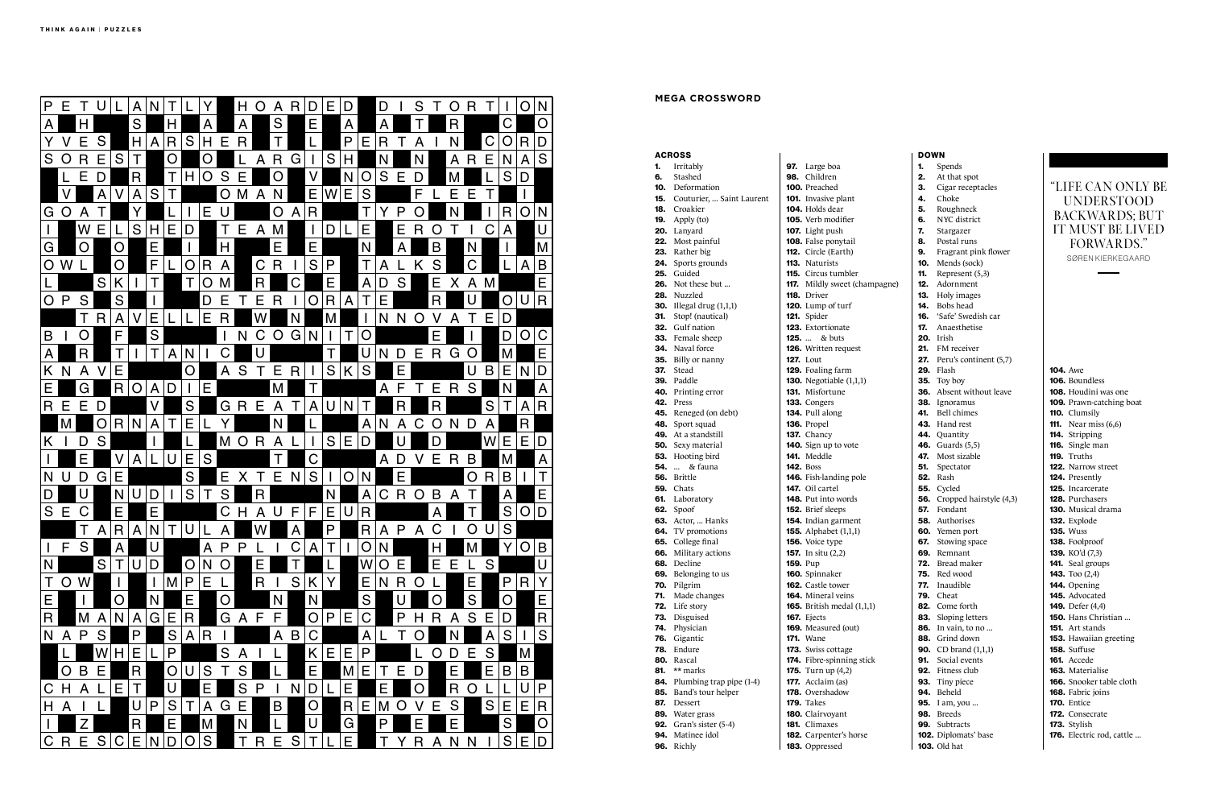## MEGA CROSSWORD

### ACROSS

1. Irritably
6. Stashed
10. Deformation
15. Couturier, ... Saint Laurent
18. Croakier
19. Apply (to)
20. Lanyard
22. Most painful
23. Rather big
24. Sports grounds
25. Guided
26. Not these but ...
28. Nuzzled
30. Illegal drug (1,1,1)
31. Stop! (nautical)
32. Gulf nation
33. Female sheep
34. Naval force
35. Billy or nanny
37. Stead
39. Paddle
40. Printing error
42. Press
45. Reneged (on debt)
48. Sport squad
49. At a standstill
50. Sexy material
53. Hooting bird
54. ... & fauna
56. Brittle
59. Chats
61. Laboratory
62. Spoof
63. Actor, ... Hanks
64. TV promotions
65. College final
66. Military actions
68. Decline
69. Belonging to us
70. Pilgrim
71. Made changes
72. Life story
73. Disguised
74. Physician
76. Gigantic
78. Endure
80. Rascal
81. ** marks
84. Plumbing trap pipe (1-4)
85. Band's tour helper
87. Dessert
89. Water grass
92. Gran's sister (5-4)
94. Matinee idol
96. Richly
97. Large boa
98. Children
100. Preached
101. Invasive plant
104. Holds dear
105. Verb modifier
107. Light push
108. False ponytail
112. Circle (Earth)
113. Naturists
115. Circus tumbler
117. Mildly sweet (champagne)
118. Driver
120. Lump of turf
121. Spider
123. Extortionate
125. ... & buts
126. Written request
127. Lout
129. Foaling farm
130. Negotiable (1,1,1)
131. Misfortune
133. Congers
134. Pull along
136. Propel
137. Chancy
140. Sign up to vote
141. Meddle
142. Boss
146. Fish-landing pole
147. Oil cartel
148. Put into words
152. Brief sleeps
154. Indian garment
155. Alphabet (1,1,1)
156. Voice type
157. In situ (2,2)
159. Pup
160. Spinnaker
162. Castle tower
164. Mineral veins
165. British medal (1,1,1)
167. Ejects
169. Measured (out)
171. Wane
173. Swiss cottage
174. Fibre-spinning stick
175. Turn up (4,2)
177. Acclaim (as)
178. Overshadow
179. Takes
180. Clairvoyant
181. Climaxes
182. Carpenter's horse
183. Oppressed

### DOWN

1. Spends
2. At that spot
3. Cigar receptacles
4. Choke
5. Roughneck
6. NYC district
7. Stargazer
8. Postal runs
9. Fragrant pink flower
10. Mends (sock)
11. Represent (5,3)
12. Adornment
13. Holy images
14. Bobs head
16. 'Safe' Swedish car
17. Anaesthetise
20. Irish
21. FM receiver
27. Peru's continent (5,7)
29. Flash
35. Toy boy
36. Absent without leave
38. Ignoramus
41. Bell chimes
43. Hand rest
44. Quantity
46. Guards (5,5)
47. Most sizable
51. Spectator
52. Rash
55. Cycled
56. Cropped hairstyle (4,3)
57. Fondant
58. Authorises
60. Yemen port
67. Stowing space
69. Remnant
72. Bread maker
75. Red wood
77. Inaudible
79. Cheat
82. Come forth
83. Sloping letters
86. In vain, to no ...
88. Grind down
90. CD brand (1,1,1)
91. Social events
92. Fitness club
93. Tiny piece
94. Beheld
95. I am, you ...
98. Breeds
99. Subtracts
102. Diplomats' base
103. Old hat
104. Awe
106. Boundless
108. Houdini was one
109. Prawn-catching boat
110. Clumsily
111. Near miss (6,6)
114. Stripping
116. Single man
119. Truths
122. Narrow street
124. Presently
125. Incarcerate
128. Purchasers
130. Musical drama
132. Explode
135. Wuss
138. Foolproof
139. KO'd (7,3)
141. Seal groups
143. Too (2,4)
144. Opening
145. Advocated
149. Defer (4,4)
150. Hans Christian ...
151. Art stands
153. Hawaiian greeting
158. Suffuse
161. Accede
163. Materialise
166. Snooker table cloth
168. Fabric joins
170. Entice
172. Consecrate
173. Stylish
176. Electric rod, cattle ...

"LIFE CAN ONLY BE UNDERSTOOD BACKWARDS; BUT IT MUST BE LIVED FORWARDS."

SØREN KIERKEGAARD